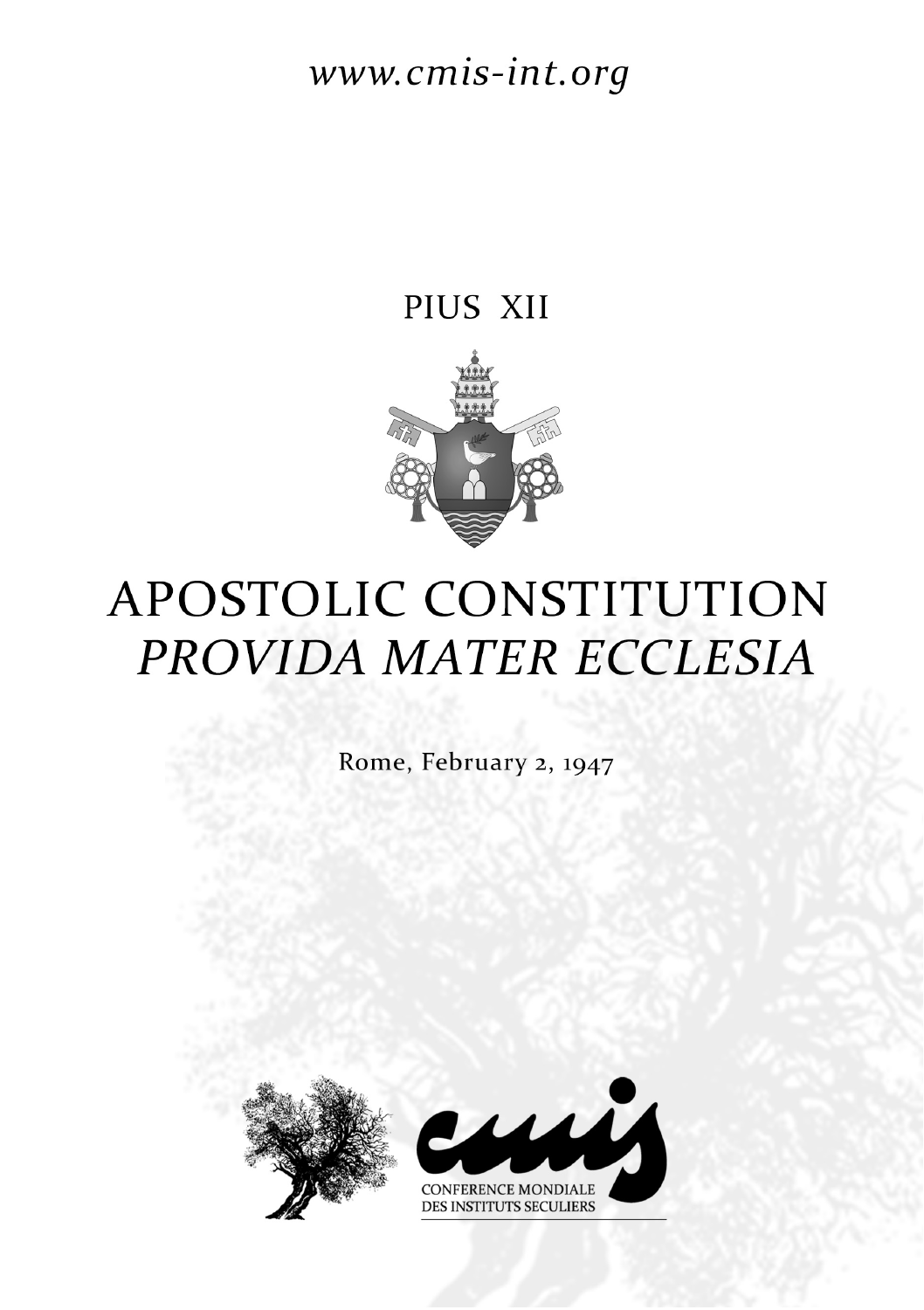www.cmis-int.org

PIUS XII

# APOSTOLIC CONSTITUTION *PROVIDA MATER ECCLESIA*

Rome, February 2, 1947

CONFERENCE MONDIALE DES INSTITUTS SECULIERS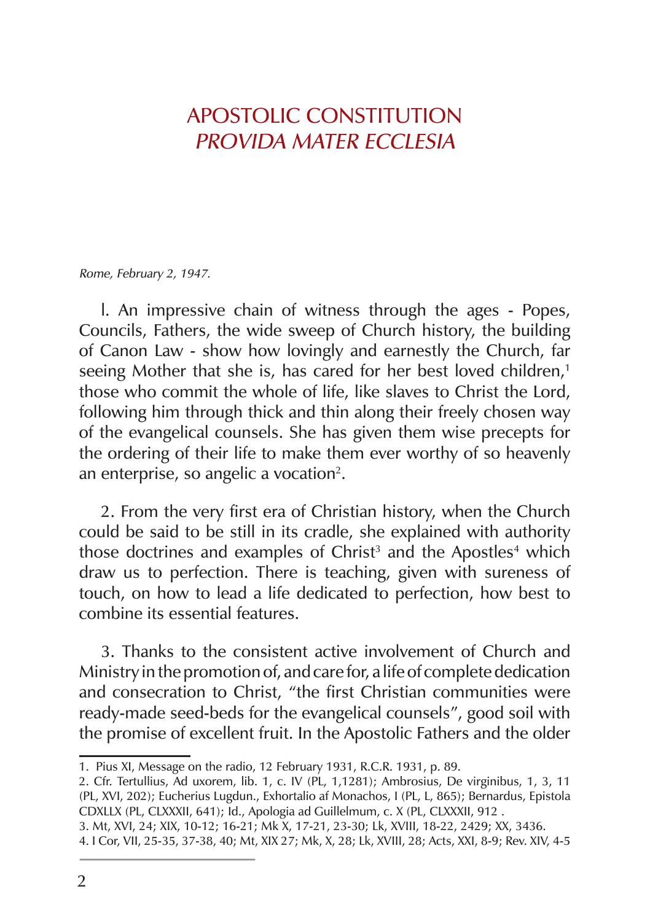# APOSTOLIC CONSTITUTION
# *PROVIDA MATER ECCLESIA*

*Rome, February 2, 1947.*

l. An impressive chain of witness through the ages - Popes, Councils, Fathers, the wide sweep of Church history, the building of Canon Law - show how lovingly and earnestly the Church, far seeing Mother that she is, has cared for her best loved children,[1] those who commit the whole of life, like slaves to Christ the Lord, following him through thick and thin along their freely chosen way of the evangelical counsels. She has given them wise precepts for the ordering of their life to make them ever worthy of so heavenly an enterprise, so angelic a vocation[2].

2. From the very first era of Christian history, when the Church could be said to be still in its cradle, she explained with authority those doctrines and examples of Christ[3] and the Apostles[4] which draw us to perfection. There is teaching, given with sureness of touch, on how to lead a life dedicated to perfection, how best to combine its essential features.

3. Thanks to the consistent active involvement of Church and Ministry in the promotion of, and care for, a life of complete dedication and consecration to Christ, "the first Christian communities were ready-made seed-beds for the evangelical counsels", good soil with the promise of excellent fruit. In the Apostolic Fathers and the older

---

1. Pius XI, Message on the radio, 12 February 1931, R.C.R. 1931, p. 89.

2. Cfr. Tertullius, Ad uxorem, lib. 1, c. IV (PL, 1,1281); Ambrosius, De virginibus, 1, 3, 11 (PL, XVI, 202); Eucherius Lugdun., Exhortalio af Monachos, I (PL, L, 865); Bernardus, Epistola CDXLLX (PL, CLXXXII, 641); Id., Apologia ad Guillelmum, c. X (PL, CLXXXII, 912 .

3. Mt, XVI, 24; XIX, 10-12; 16-21; Mk X, 17-21, 23-30; Lk, XVIII, 18-22, 2429; XX, 3436.

4. I Cor, VII, 25-35, 37-38, 40; Mt, XIX 27; Mk, X, 28; Lk, XVIII, 28; Acts, XXI, 8-9; Rev. XIV, 4-5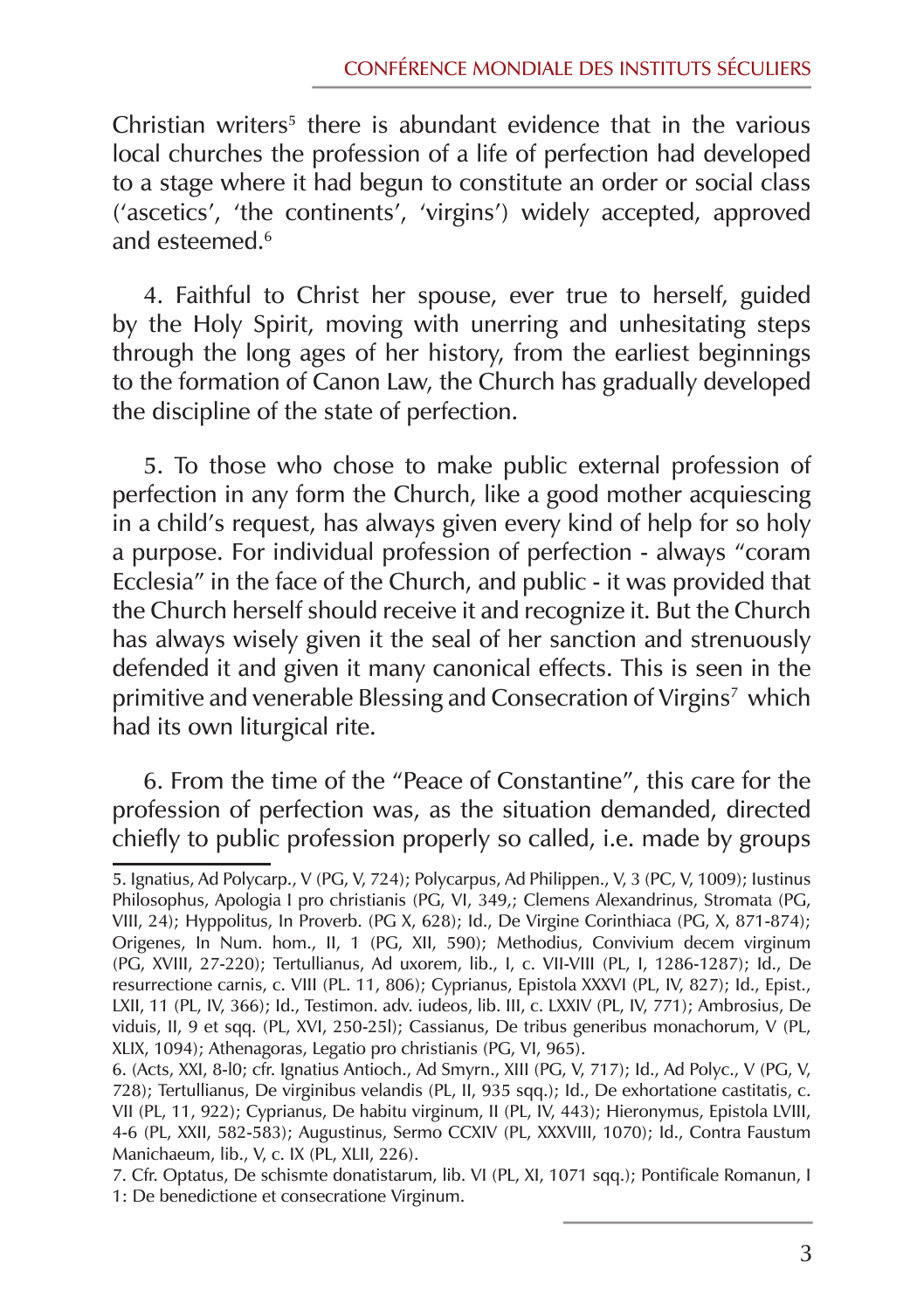Christian writers[5] there is abundant evidence that in the various local churches the profession of a life of perfection had developed to a stage where it had begun to constitute an order or social class ('ascetics', 'the continents', 'virgins') widely accepted, approved and esteemed.[6]

4. Faithful to Christ her spouse, ever true to herself, guided by the Holy Spirit, moving with unerring and unhesitating steps through the long ages of her history, from the earliest beginnings to the formation of Canon Law, the Church has gradually developed the discipline of the state of perfection.

5. To those who chose to make public external profession of perfection in any form the Church, like a good mother acquiescing in a child's request, has always given every kind of help for so holy a purpose. For individual profession of perfection - always "coram Ecclesia" in the face of the Church, and public - it was provided that the Church herself should receive it and recognize it. But the Church has always wisely given it the seal of her sanction and strenuously defended it and given it many canonical effects. This is seen in the primitive and venerable Blessing and Consecration of Virgins[7] which had its own liturgical rite.

6. From the time of the "Peace of Constantine", this care for the profession of perfection was, as the situation demanded, directed chiefly to public profession properly so called, i.e. made by groups

---

5. Ignatius, Ad Polycarp., V (PG, V, 724); Polycarpus, Ad Philippen., V, 3 (PC, V, 1009); Iustinus Philosophus, Apologia I pro christianis (PG, VI, 349,; Clemens Alexandrinus, Stromata (PG, VIII, 24); Hyppolitus, In Proverb. (PG X, 628); Id., De Virgine Corinthiaca (PG, X, 871-874); Origenes, In Num. hom., II, 1 (PG, XII, 590); Methodius, Convivium decem virginum (PG, XVIII, 27-220); Tertullianus, Ad uxorem, lib., I, c. VII-VIII (PL, I, 1286-1287); Id., De resurrectione carnis, c. VIII (PL. 11, 806); Cyprianus, Epistola XXXVI (PL, IV, 827); Id., Epist., LXII, 11 (PL, IV, 366); Id., Testimon. adv. iudeos, lib. III, c. LXXIV (PL, IV, 771); Ambrosius, De viduis, II, 9 et sqq. (PL, XVI, 250-25l); Cassianus, De tribus generibus monachorum, V (PL, XLIX, 1094); Athenagoras, Legatio pro christianis (PG, VI, 965).

6. (Acts, XXI, 8-l0; cfr. Ignatius Antioch., Ad Smyrn., XIII (PG, V, 717); Id., Ad Polyc., V (PG, V, 728); Tertullianus, De virginibus velandis (PL, II, 935 sqq.); Id., De exhortatione castitatis, c. VII (PL, 11, 922); Cyprianus, De habitu virginum, II (PL, IV, 443); Hieronymus, Epistola LVIII, 4-6 (PL, XXII, 582-583); Augustinus, Sermo CCXIV (PL, XXXVIII, 1070); Id., Contra Faustum Manichaeum, lib., V, c. IX (PL, XLII, 226).

7. Cfr. Optatus, De schismte donatistarum, lib. VI (PL, XI, 1071 sqq.); Pontificale Romanun, I 1: De benedictione et consecratione Virginum.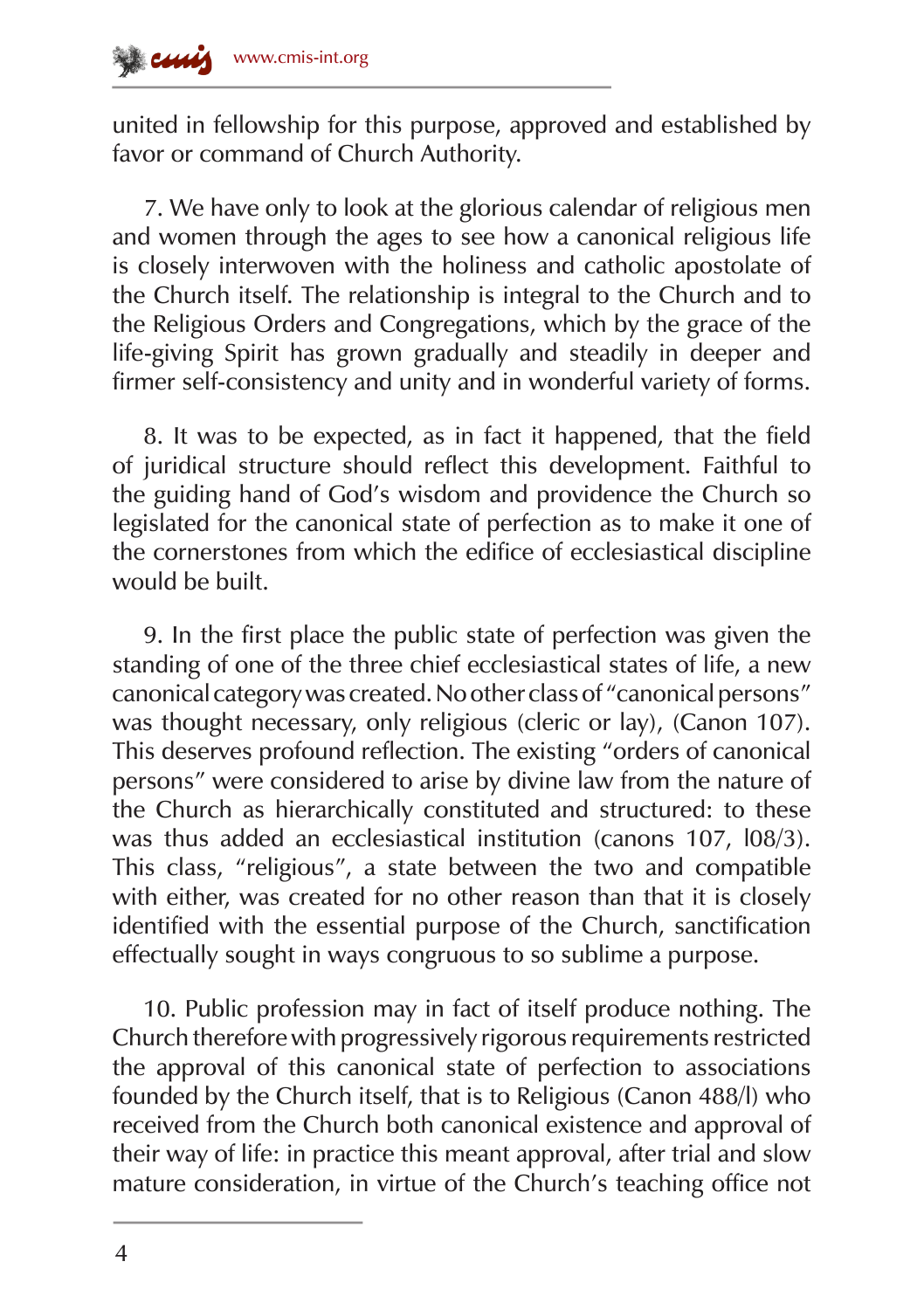united in fellowship for this purpose, approved and established by favor or command of Church Authority.

7. We have only to look at the glorious calendar of religious men and women through the ages to see how a canonical religious life is closely interwoven with the holiness and catholic apostolate of the Church itself. The relationship is integral to the Church and to the Religious Orders and Congregations, which by the grace of the life-giving Spirit has grown gradually and steadily in deeper and firmer self-consistency and unity and in wonderful variety of forms.

8. It was to be expected, as in fact it happened, that the field of juridical structure should reflect this development. Faithful to the guiding hand of God's wisdom and providence the Church so legislated for the canonical state of perfection as to make it one of the cornerstones from which the edifice of ecclesiastical discipline would be built.

9. In the first place the public state of perfection was given the standing of one of the three chief ecclesiastical states of life, a new canonical category was created. No other class of "canonical persons" was thought necessary, only religious (cleric or lay), (Canon 107). This deserves profound reflection. The existing "orders of canonical persons" were considered to arise by divine law from the nature of the Church as hierarchically constituted and structured: to these was thus added an ecclesiastical institution (canons 107, l08/3). This class, "religious", a state between the two and compatible with either, was created for no other reason than that it is closely identified with the essential purpose of the Church, sanctification effectually sought in ways congruous to so sublime a purpose.

10. Public profession may in fact of itself produce nothing. The Church therefore with progressively rigorous requirements restricted the approval of this canonical state of perfection to associations founded by the Church itself, that is to Religious (Canon 488/l) who received from the Church both canonical existence and approval of their way of life: in practice this meant approval, after trial and slow mature consideration, in virtue of the Church's teaching office not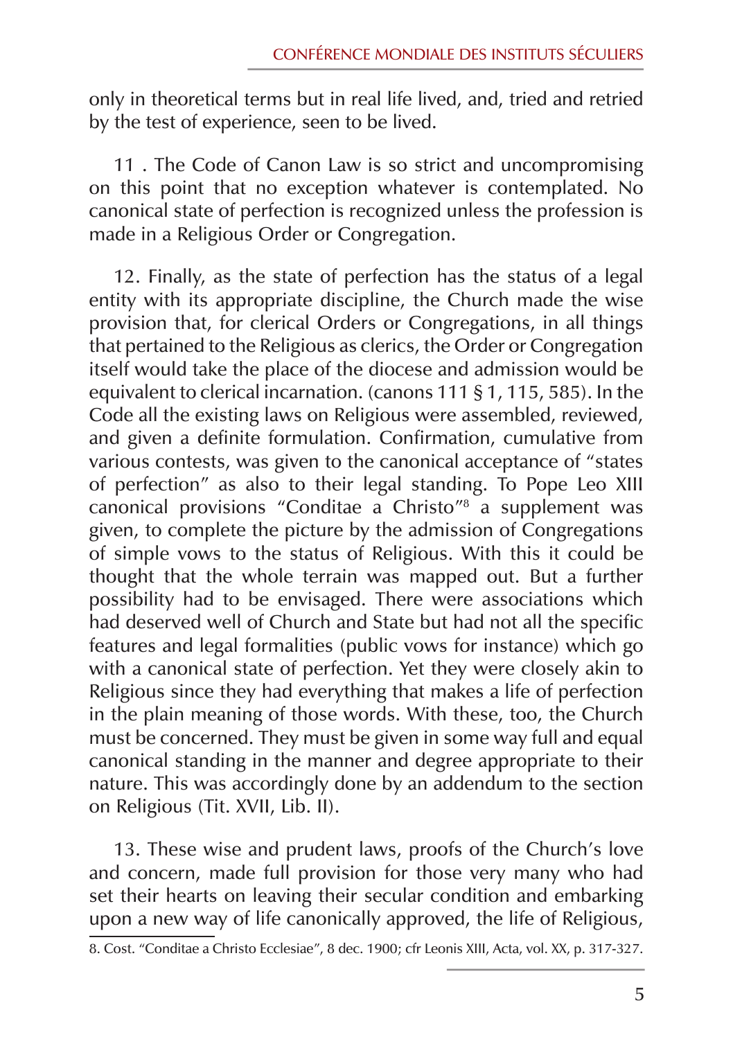only in theoretical terms but in real life lived, and, tried and retried by the test of experience, seen to be lived.

11 . The Code of Canon Law is so strict and uncompromising on this point that no exception whatever is contemplated. No canonical state of perfection is recognized unless the profession is made in a Religious Order or Congregation.

12. Finally, as the state of perfection has the status of a legal entity with its appropriate discipline, the Church made the wise provision that, for clerical Orders or Congregations, in all things that pertained to the Religious as clerics, the Order or Congregation itself would take the place of the diocese and admission would be equivalent to clerical incarnation. (canons 111 § 1, 115, 585). In the Code all the existing laws on Religious were assembled, reviewed, and given a definite formulation. Confirmation, cumulative from various contests, was given to the canonical acceptance of "states of perfection" as also to their legal standing. To Pope Leo XIII canonical provisions "Conditae a Christo"[8] a supplement was given, to complete the picture by the admission of Congregations of simple vows to the status of Religious. With this it could be thought that the whole terrain was mapped out. But a further possibility had to be envisaged. There were associations which had deserved well of Church and State but had not all the specific features and legal formalities (public vows for instance) which go with a canonical state of perfection. Yet they were closely akin to Religious since they had everything that makes a life of perfection in the plain meaning of those words. With these, too, the Church must be concerned. They must be given in some way full and equal canonical standing in the manner and degree appropriate to their nature. This was accordingly done by an addendum to the section on Religious (Tit. XVII, Lib. II).

13. These wise and prudent laws, proofs of the Church's love and concern, made full provision for those very many who had set their hearts on leaving their secular condition and embarking upon a new way of life canonically approved, the life of Religious,

---

8. Cost. "Conditae a Christo Ecclesiae", 8 dec. 1900; cfr Leonis XIII, Acta, vol. XX, p. 317-327.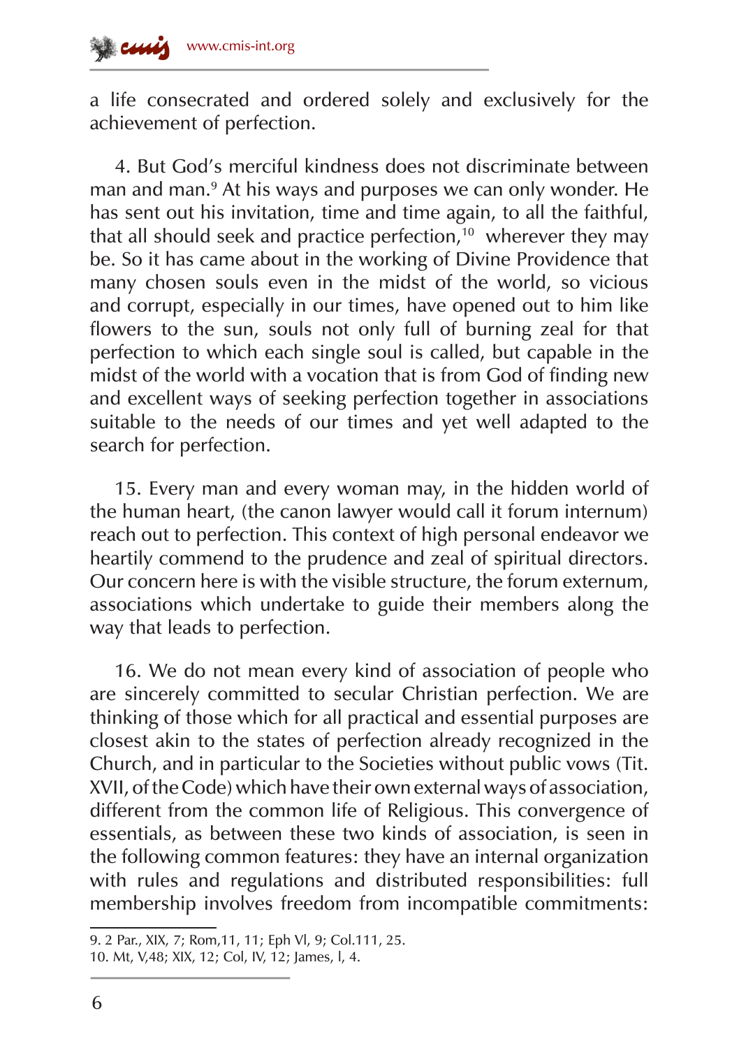a life consecrated and ordered solely and exclusively for the achievement of perfection.

4. But God's merciful kindness does not discriminate between man and man.[9] At his ways and purposes we can only wonder. He has sent out his invitation, time and time again, to all the faithful, that all should seek and practice perfection,[10] wherever they may be. So it has came about in the working of Divine Providence that many chosen souls even in the midst of the world, so vicious and corrupt, especially in our times, have opened out to him like flowers to the sun, souls not only full of burning zeal for that perfection to which each single soul is called, but capable in the midst of the world with a vocation that is from God of finding new and excellent ways of seeking perfection together in associations suitable to the needs of our times and yet well adapted to the search for perfection.

15. Every man and every woman may, in the hidden world of the human heart, (the canon lawyer would call it forum internum) reach out to perfection. This context of high personal endeavor we heartily commend to the prudence and zeal of spiritual directors. Our concern here is with the visible structure, the forum externum, associations which undertake to guide their members along the way that leads to perfection.

16. We do not mean every kind of association of people who are sincerely committed to secular Christian perfection. We are thinking of those which for all practical and essential purposes are closest akin to the states of perfection already recognized in the Church, and in particular to the Societies without public vows (Tit. XVII, of the Code) which have their own external ways of association, different from the common life of Religious. This convergence of essentials, as between these two kinds of association, is seen in the following common features: they have an internal organization with rules and regulations and distributed responsibilities: full membership involves freedom from incompatible commitments:

9. 2 Par., XIX, 7; Rom,11, 11; Eph Vl, 9; Col.111, 25.
10. Mt, V,48; XIX, 12; Col, IV, 12; James, l, 4.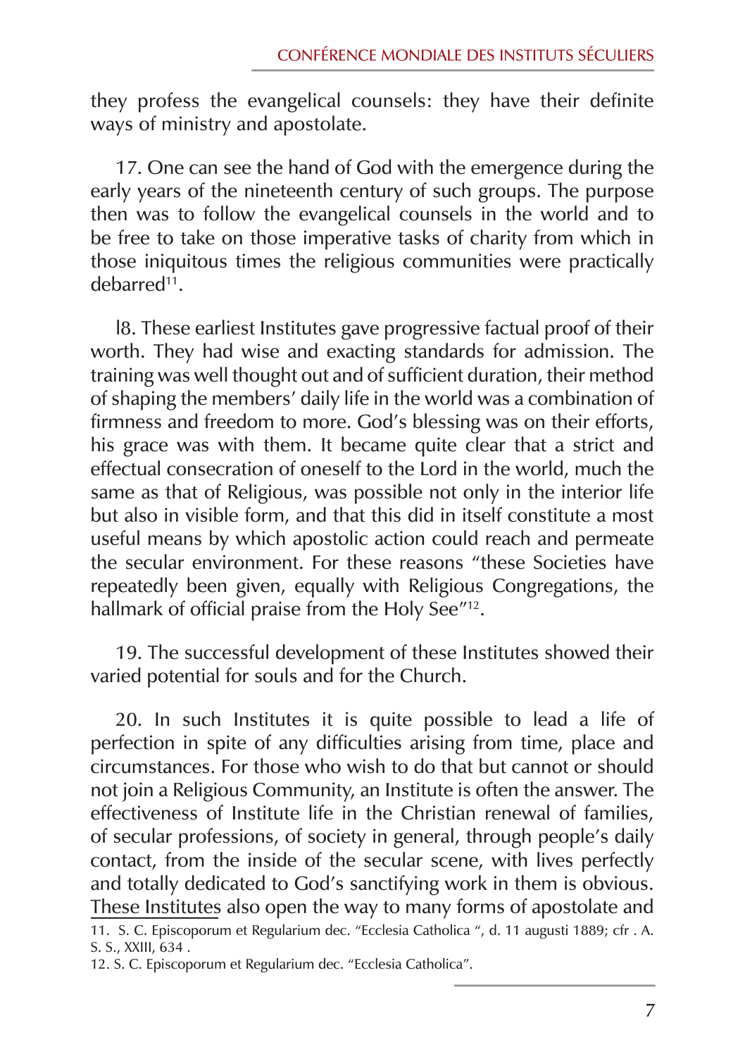they profess the evangelical counsels: they have their definite ways of ministry and apostolate.

17. One can see the hand of God with the emergence during the early years of the nineteenth century of such groups. The purpose then was to follow the evangelical counsels in the world and to be free to take on those imperative tasks of charity from which in those iniquitous times the religious communities were practically debarred[11].

l8. These earliest Institutes gave progressive factual proof of their worth. They had wise and exacting standards for admission. The training was well thought out and of sufficient duration, their method of shaping the members' daily life in the world was a combination of firmness and freedom to more. God's blessing was on their efforts, his grace was with them. It became quite clear that a strict and effectual consecration of oneself to the Lord in the world, much the same as that of Religious, was possible not only in the interior life but also in visible form, and that this did in itself constitute a most useful means by which apostolic action could reach and permeate the secular environment. For these reasons "these Societies have repeatedly been given, equally with Religious Congregations, the hallmark of official praise from the Holy See"[12].

19. The successful development of these Institutes showed their varied potential for souls and for the Church.

20. In such Institutes it is quite possible to lead a life of perfection in spite of any difficulties arising from time, place and circumstances. For those who wish to do that but cannot or should not join a Religious Community, an Institute is often the answer. The effectiveness of Institute life in the Christian renewal of families, of secular professions, of society in general, through people's daily contact, from the inside of the secular scene, with lives perfectly and totally dedicated to God's sanctifying work in them is obvious. These Institutes also open the way to many forms of apostolate and

11. S. C. Episcoporum et Regularium dec. "Ecclesia Catholica ", d. 11 augusti 1889; cfr . A. S. S., XXIII, 634 .

12. S. C. Episcoporum et Regularium dec. "Ecclesia Catholica".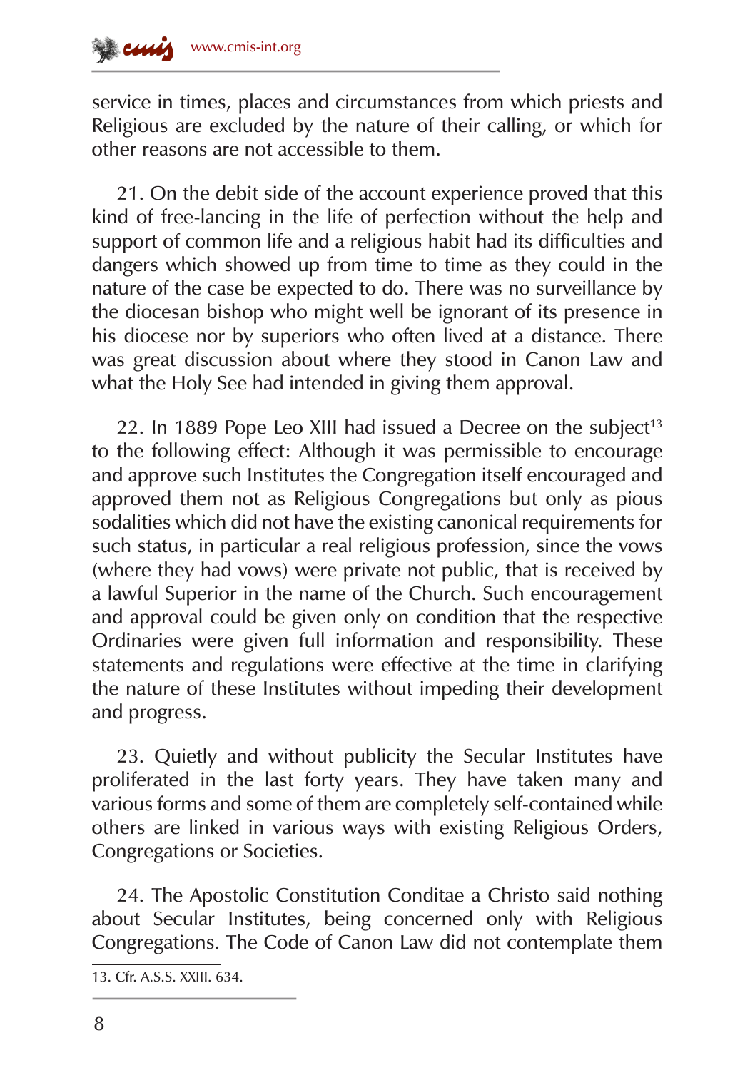service in times, places and circumstances from which priests and Religious are excluded by the nature of their calling, or which for other reasons are not accessible to them.

21. On the debit side of the account experience proved that this kind of free-lancing in the life of perfection without the help and support of common life and a religious habit had its difficulties and dangers which showed up from time to time as they could in the nature of the case be expected to do. There was no surveillance by the diocesan bishop who might well be ignorant of its presence in his diocese nor by superiors who often lived at a distance. There was great discussion about where they stood in Canon Law and what the Holy See had intended in giving them approval.

22. In 1889 Pope Leo XIII had issued a Decree on the subject[13] to the following effect: Although it was permissible to encourage and approve such Institutes the Congregation itself encouraged and approved them not as Religious Congregations but only as pious sodalities which did not have the existing canonical requirements for such status, in particular a real religious profession, since the vows (where they had vows) were private not public, that is received by a lawful Superior in the name of the Church. Such encouragement and approval could be given only on condition that the respective Ordinaries were given full information and responsibility. These statements and regulations were effective at the time in clarifying the nature of these Institutes without impeding their development and progress.

23. Quietly and without publicity the Secular Institutes have proliferated in the last forty years. They have taken many and various forms and some of them are completely self-contained while others are linked in various ways with existing Religious Orders, Congregations or Societies.

24. The Apostolic Constitution Conditae a Christo said nothing about Secular Institutes, being concerned only with Religious Congregations. The Code of Canon Law did not contemplate them

13. Cfr. A.S.S. XXIII. 634.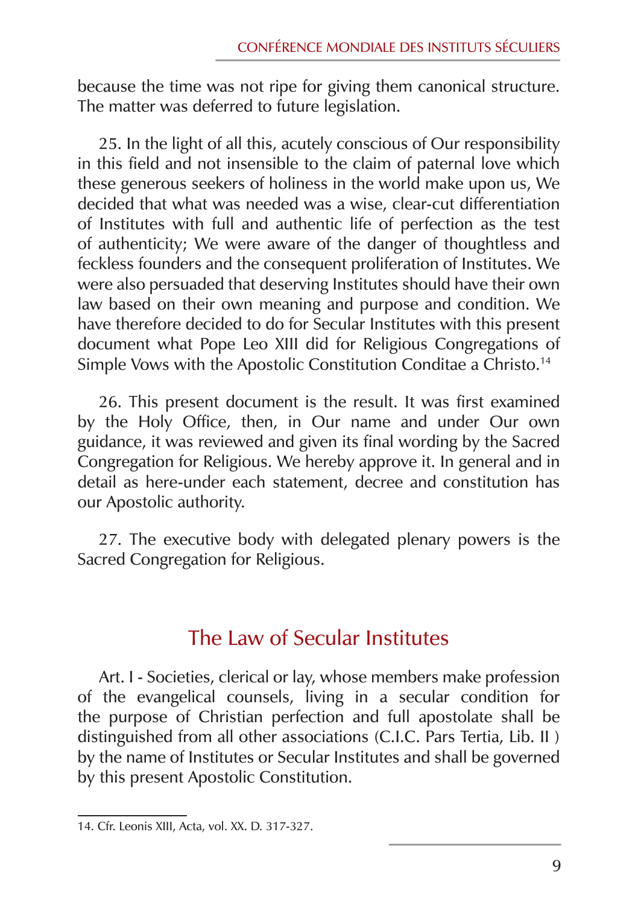because the time was not ripe for giving them canonical structure. The matter was deferred to future legislation.

25. In the light of all this, acutely conscious of Our responsibility in this field and not insensible to the claim of paternal love which these generous seekers of holiness in the world make upon us, We decided that what was needed was a wise, clear-cut differentiation of Institutes with full and authentic life of perfection as the test of authenticity; We were aware of the danger of thoughtless and feckless founders and the consequent proliferation of Institutes. We were also persuaded that deserving Institutes should have their own law based on their own meaning and purpose and condition. We have therefore decided to do for Secular Institutes with this present document what Pope Leo XIII did for Religious Congregations of Simple Vows with the Apostolic Constitution Conditae a Christo.[14]

26. This present document is the result. It was first examined by the Holy Office, then, in Our name and under Our own guidance, it was reviewed and given its final wording by the Sacred Congregation for Religious. We hereby approve it. In general and in detail as here-under each statement, decree and constitution has our Apostolic authority.

27. The executive body with delegated plenary powers is the Sacred Congregation for Religious.

## The Law of Secular Institutes

Art. I - Societies, clerical or lay, whose members make profession of the evangelical counsels, living in a secular condition for the purpose of Christian perfection and full apostolate shall be distinguished from all other associations (C.I.C. Pars Tertia, Lib. II ) by the name of Institutes or Secular Institutes and shall be governed by this present Apostolic Constitution.

---

14. Cfr. Leonis XIII, Acta, vol. XX. D. 317-327.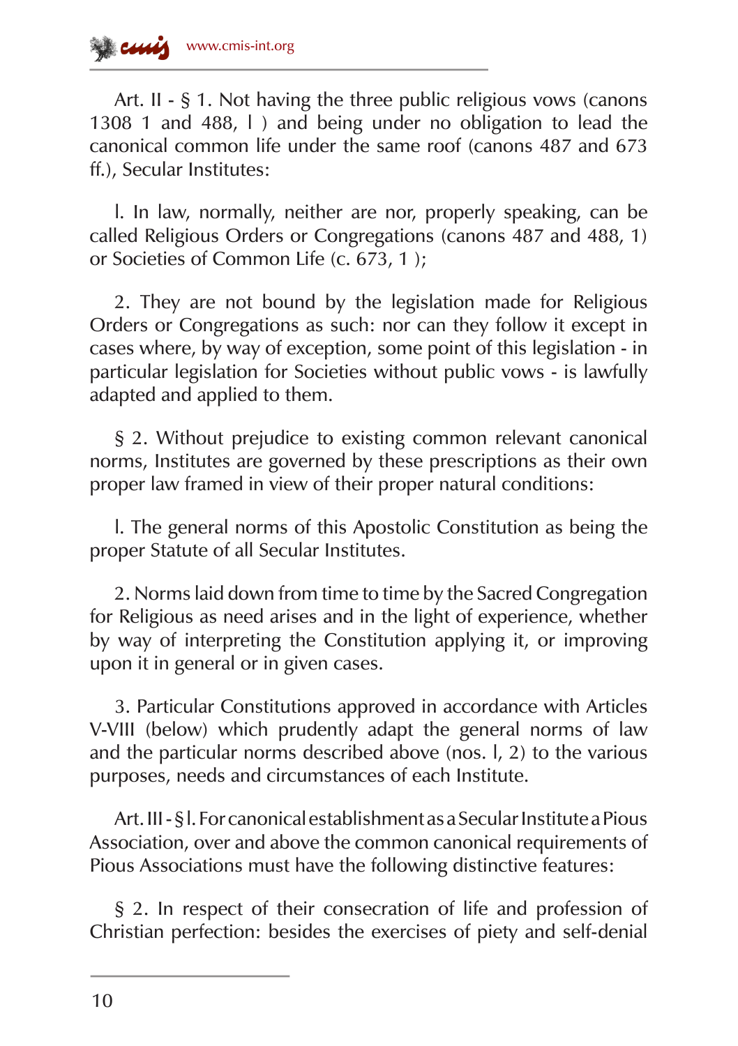Art. II - § 1. Not having the three public religious vows (canons 1308 1 and 488, l ) and being under no obligation to lead the canonical common life under the same roof (canons 487 and 673 ff.), Secular Institutes:

l. In law, normally, neither are nor, properly speaking, can be called Religious Orders or Congregations (canons 487 and 488, 1) or Societies of Common Life (c. 673, 1 );

2. They are not bound by the legislation made for Religious Orders or Congregations as such: nor can they follow it except in cases where, by way of exception, some point of this legislation - in particular legislation for Societies without public vows - is lawfully adapted and applied to them.

§ 2. Without prejudice to existing common relevant canonical norms, Institutes are governed by these prescriptions as their own proper law framed in view of their proper natural conditions:

l. The general norms of this Apostolic Constitution as being the proper Statute of all Secular Institutes.

2. Norms laid down from time to time by the Sacred Congregation for Religious as need arises and in the light of experience, whether by way of interpreting the Constitution applying it, or improving upon it in general or in given cases.

3. Particular Constitutions approved in accordance with Articles V-VIII (below) which prudently adapt the general norms of law and the particular norms described above (nos. l, 2) to the various purposes, needs and circumstances of each Institute.

Art. III - § l. For canonical establishment as a Secular Institute a Pious Association, over and above the common canonical requirements of Pious Associations must have the following distinctive features:

§ 2. In respect of their consecration of life and profession of Christian perfection: besides the exercises of piety and self-denial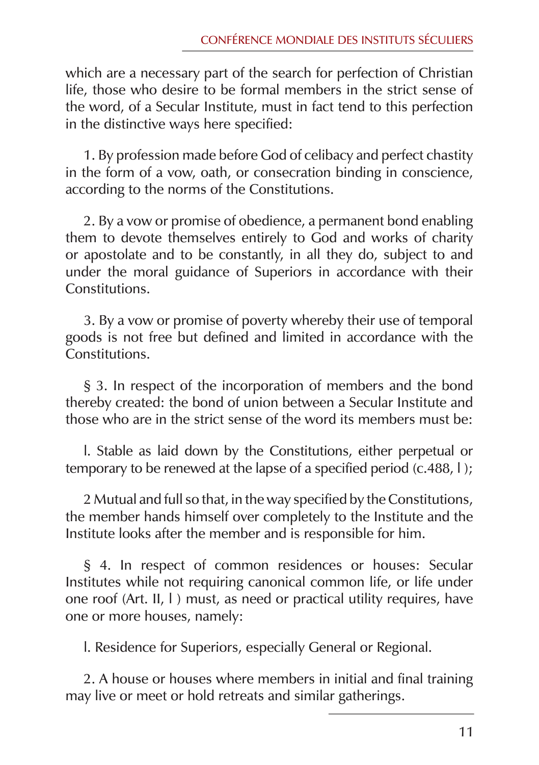which are a necessary part of the search for perfection of Christian life, those who desire to be formal members in the strict sense of the word, of a Secular Institute, must in fact tend to this perfection in the distinctive ways here specified:

1. By profession made before God of celibacy and perfect chastity in the form of a vow, oath, or consecration binding in conscience, according to the norms of the Constitutions.

2. By a vow or promise of obedience, a permanent bond enabling them to devote themselves entirely to God and works of charity or apostolate and to be constantly, in all they do, subject to and under the moral guidance of Superiors in accordance with their Constitutions.

3. By a vow or promise of poverty whereby their use of temporal goods is not free but defined and limited in accordance with the Constitutions.

§ 3. In respect of the incorporation of members and the bond thereby created: the bond of union between a Secular Institute and those who are in the strict sense of the word its members must be:

l. Stable as laid down by the Constitutions, either perpetual or temporary to be renewed at the lapse of a specified period (c.488, l );

2 Mutual and full so that, in the way specified by the Constitutions, the member hands himself over completely to the Institute and the Institute looks after the member and is responsible for him.

§ 4. In respect of common residences or houses: Secular Institutes while not requiring canonical common life, or life under one roof (Art. II, l ) must, as need or practical utility requires, have one or more houses, namely:

l. Residence for Superiors, especially General or Regional.

2. A house or houses where members in initial and final training may live or meet or hold retreats and similar gatherings.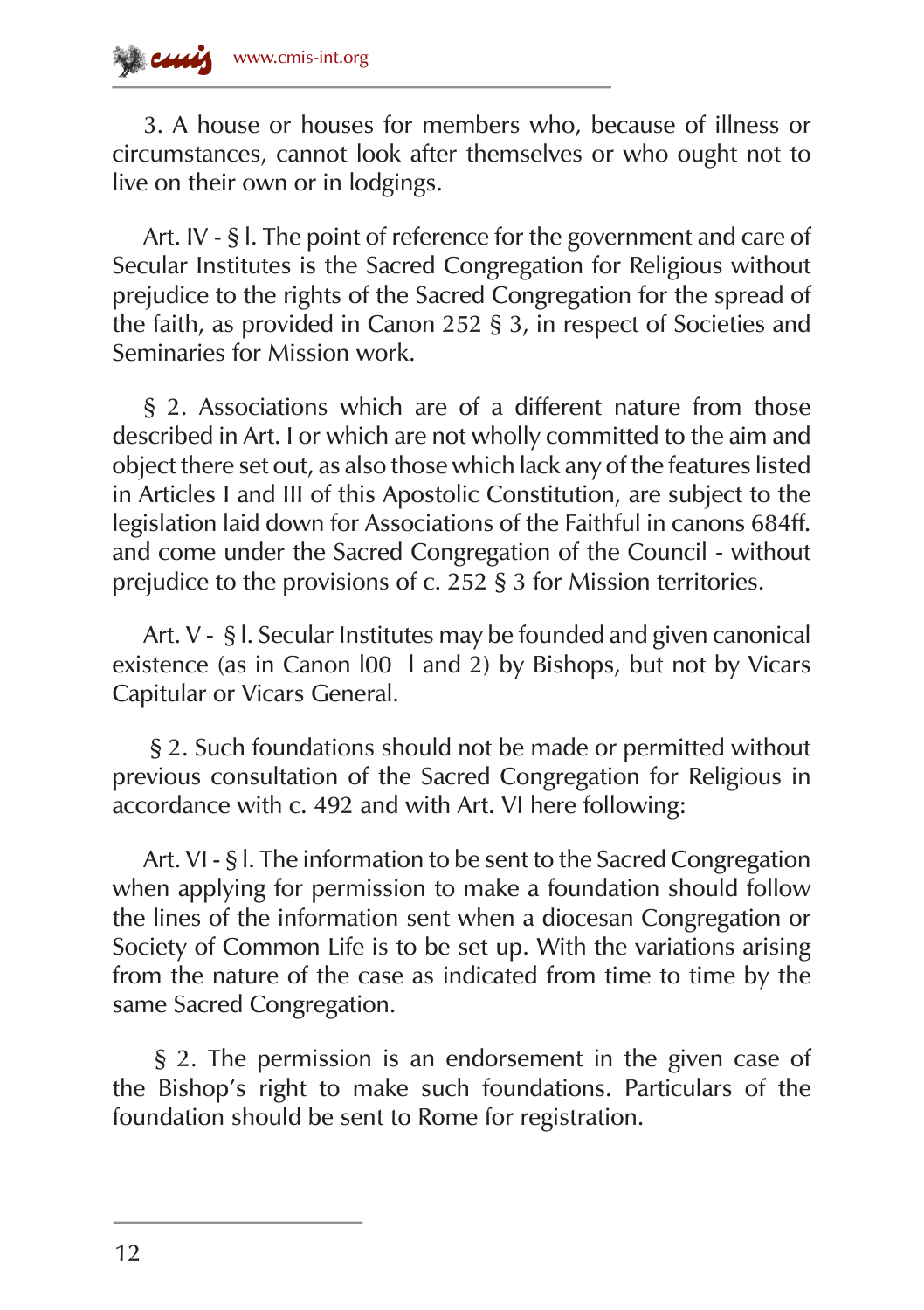3. A house or houses for members who, because of illness or circumstances, cannot look after themselves or who ought not to live on their own or in lodgings.

Art. IV - § l. The point of reference for the government and care of Secular Institutes is the Sacred Congregation for Religious without prejudice to the rights of the Sacred Congregation for the spread of the faith, as provided in Canon 252 § 3, in respect of Societies and Seminaries for Mission work.

§ 2. Associations which are of a different nature from those described in Art. I or which are not wholly committed to the aim and object there set out, as also those which lack any of the features listed in Articles I and III of this Apostolic Constitution, are subject to the legislation laid down for Associations of the Faithful in canons 684ff. and come under the Sacred Congregation of the Council - without prejudice to the provisions of c. 252 § 3 for Mission territories.

Art. V - § l. Secular Institutes may be founded and given canonical existence (as in Canon l00 l and 2) by Bishops, but not by Vicars Capitular or Vicars General.

§ 2. Such foundations should not be made or permitted without previous consultation of the Sacred Congregation for Religious in accordance with c. 492 and with Art. VI here following:

Art. VI - § l. The information to be sent to the Sacred Congregation when applying for permission to make a foundation should follow the lines of the information sent when a diocesan Congregation or Society of Common Life is to be set up. With the variations arising from the nature of the case as indicated from time to time by the same Sacred Congregation.

§ 2. The permission is an endorsement in the given case of the Bishop's right to make such foundations. Particulars of the foundation should be sent to Rome for registration.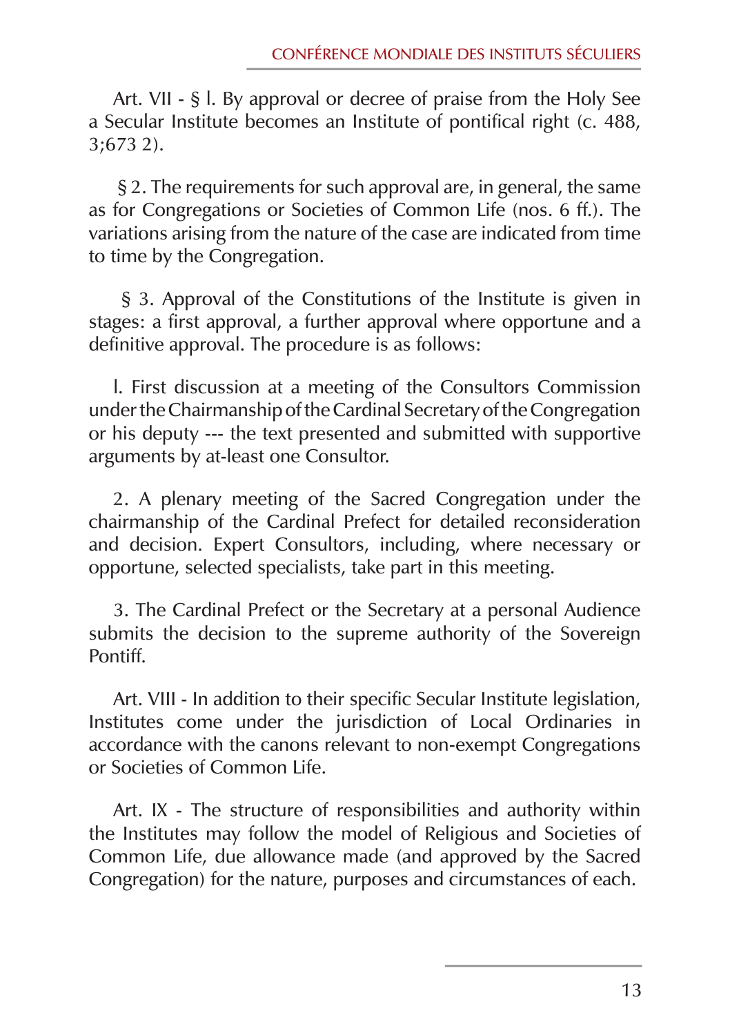Art. VII - § l. By approval or decree of praise from the Holy See a Secular Institute becomes an Institute of pontifical right (c. 488, 3;673 2).

§ 2. The requirements for such approval are, in general, the same as for Congregations or Societies of Common Life (nos. 6 ff.). The variations arising from the nature of the case are indicated from time to time by the Congregation.

§ 3. Approval of the Constitutions of the Institute is given in stages: a first approval, a further approval where opportune and a definitive approval. The procedure is as follows:

l. First discussion at a meeting of the Consultors Commission under the Chairmanship of the Cardinal Secretary of the Congregation or his deputy --- the text presented and submitted with supportive arguments by at-least one Consultor.

2. A plenary meeting of the Sacred Congregation under the chairmanship of the Cardinal Prefect for detailed reconsideration and decision. Expert Consultors, including, where necessary or opportune, selected specialists, take part in this meeting.

3. The Cardinal Prefect or the Secretary at a personal Audience submits the decision to the supreme authority of the Sovereign Pontiff.

Art. VIII - In addition to their specific Secular Institute legislation, Institutes come under the jurisdiction of Local Ordinaries in accordance with the canons relevant to non-exempt Congregations or Societies of Common Life.

Art. IX - The structure of responsibilities and authority within the Institutes may follow the model of Religious and Societies of Common Life, due allowance made (and approved by the Sacred Congregation) for the nature, purposes and circumstances of each.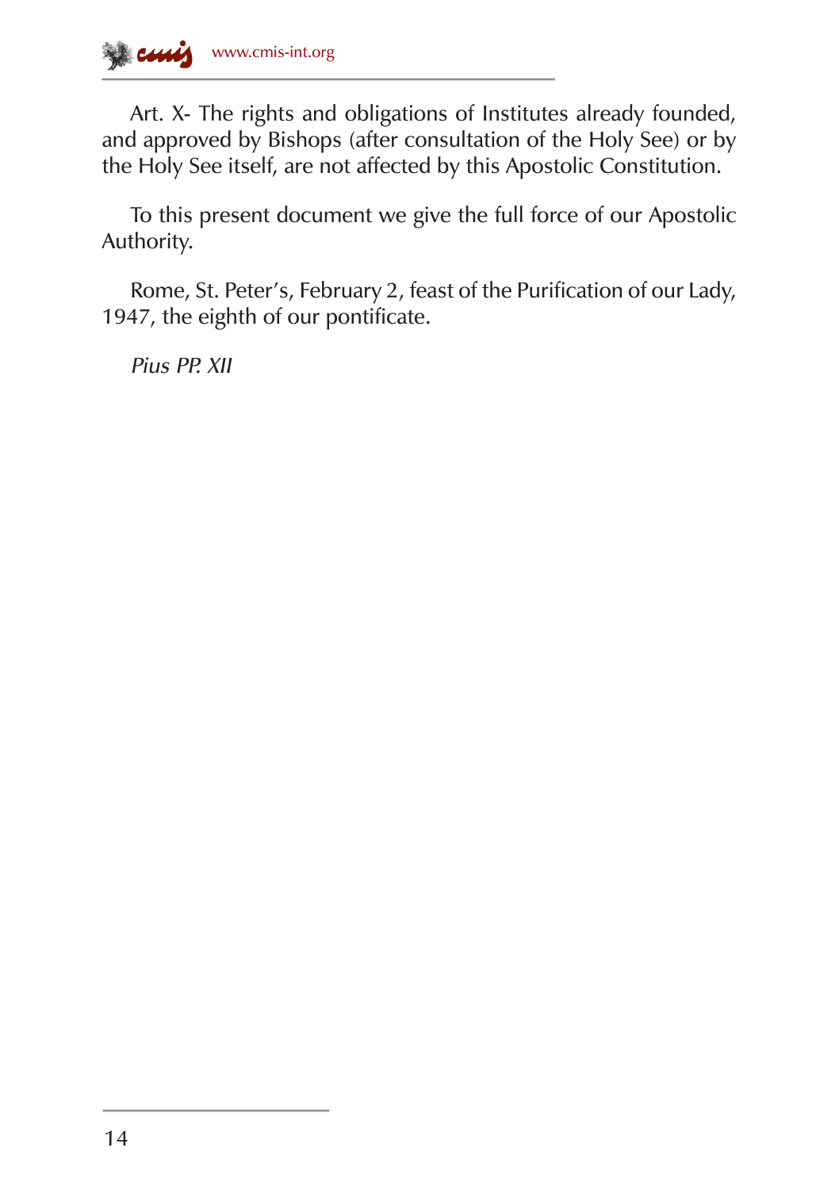Art. X- The rights and obligations of Institutes already founded, and approved by Bishops (after consultation of the Holy See) or by the Holy See itself, are not affected by this Apostolic Constitution.

To this present document we give the full force of our Apostolic Authority.

Rome, St. Peter's, February 2, feast of the Purification of our Lady, 1947, the eighth of our pontificate.

*Pius PP. XII*